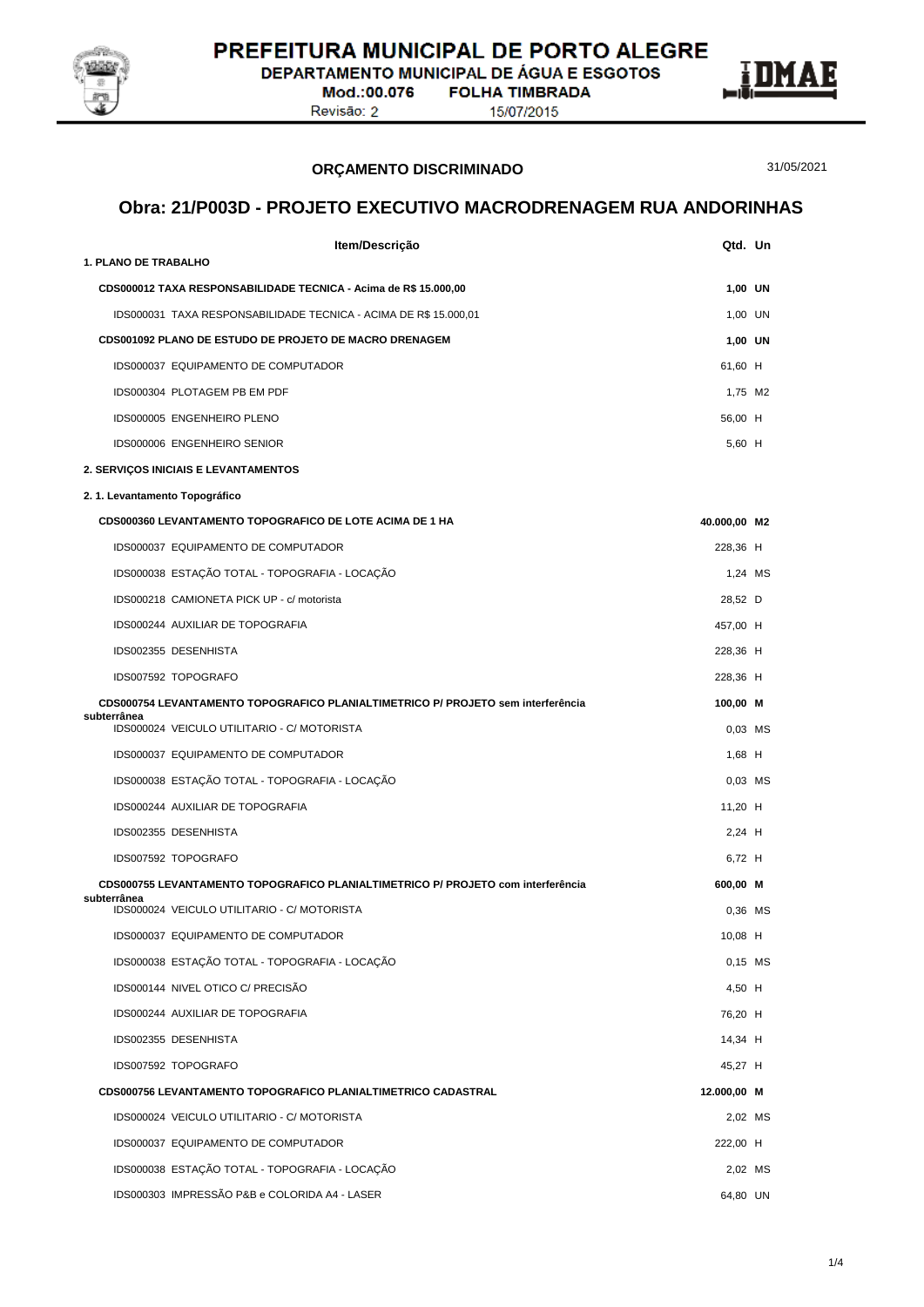PREFEITURA MUNICIPAL DE PORTO ALEGRE
DEPARTAMENTO MUNICIPAL DE ÁGUA E ESGOTOS
Mod.:00.076 FOLHA TIMBRADA
Revisão: 2 15/07/2015

## ORÇAMENTO DISCRIMINADO

31/05/2021

# Obra: 21/P003D - PROJETO EXECUTIVO MACRODRENAGEM RUA ANDORINHAS

| Item/Descrição | Qtd. | Un |
|---|---|---|
| **1. PLANO DE TRABALHO** | | |
| **CDS000012 TAXA RESPONSABILIDADE TECNICA - Acima de R$ 15.000,00** | **1,00** | **UN** |
| IDS000031 TAXA RESPONSABILIDADE TECNICA - ACIMA DE R$ 15.000,01 | 1,00 | UN |
| **CDS001092 PLANO DE ESTUDO DE PROJETO DE MACRO DRENAGEM** | **1,00** | **UN** |
| IDS000037 EQUIPAMENTO DE COMPUTADOR | 61,60 | H |
| IDS000304 PLOTAGEM PB EM PDF | 1,75 | M2 |
| IDS000005 ENGENHEIRO PLENO | 56,00 | H |
| IDS000006 ENGENHEIRO SENIOR | 5,60 | H |
| **2. SERVIÇOS INICIAIS E LEVANTAMENTOS** | | |
| **2. 1. Levantamento Topográfico** | | |
| **CDS000360 LEVANTAMENTO TOPOGRAFICO DE LOTE ACIMA DE 1 HA** | **40.000,00** | **M2** |
| IDS000037 EQUIPAMENTO DE COMPUTADOR | 228,36 | H |
| IDS000038 ESTAÇÃO TOTAL - TOPOGRAFIA - LOCAÇÃO | 1,24 | MS |
| IDS000218 CAMIONETA PICK UP - c/ motorista | 28,52 | D |
| IDS000244 AUXILIAR DE TOPOGRAFIA | 457,00 | H |
| IDS002355 DESENHISTA | 228,36 | H |
| IDS007592 TOPOGRAFO | 228,36 | H |
| **CDS000754 LEVANTAMENTO TOPOGRAFICO PLANIALTIMETRICO P/ PROJETO sem interferência subterrânea** | **100,00** | **M** |
| IDS000024 VEICULO UTILITARIO - C/ MOTORISTA | 0,03 | MS |
| IDS000037 EQUIPAMENTO DE COMPUTADOR | 1,68 | H |
| IDS000038 ESTAÇÃO TOTAL - TOPOGRAFIA - LOCAÇÃO | 0,03 | MS |
| IDS000244 AUXILIAR DE TOPOGRAFIA | 11,20 | H |
| IDS002355 DESENHISTA | 2,24 | H |
| IDS007592 TOPOGRAFO | 6,72 | H |
| **CDS000755 LEVANTAMENTO TOPOGRAFICO PLANIALTIMETRICO P/ PROJETO com interferência subterrânea** | **600,00** | **M** |
| IDS000024 VEICULO UTILITARIO - C/ MOTORISTA | 0,36 | MS |
| IDS000037 EQUIPAMENTO DE COMPUTADOR | 10,08 | H |
| IDS000038 ESTAÇÃO TOTAL - TOPOGRAFIA - LOCAÇÃO | 0,15 | MS |
| IDS000144 NIVEL OTICO C/ PRECISÃO | 4,50 | H |
| IDS000244 AUXILIAR DE TOPOGRAFIA | 76,20 | H |
| IDS002355 DESENHISTA | 14,34 | H |
| IDS007592 TOPOGRAFO | 45,27 | H |
| **CDS000756 LEVANTAMENTO TOPOGRAFICO PLANIALTIMETRICO CADASTRAL** | **12.000,00** | **M** |
| IDS000024 VEICULO UTILITARIO - C/ MOTORISTA | 2,02 | MS |
| IDS000037 EQUIPAMENTO DE COMPUTADOR | 222,00 | H |
| IDS000038 ESTAÇÃO TOTAL - TOPOGRAFIA - LOCAÇÃO | 2,02 | MS |
| IDS000303 IMPRESSÃO P&B e COLORIDA A4 - LASER | 64,80 | UN |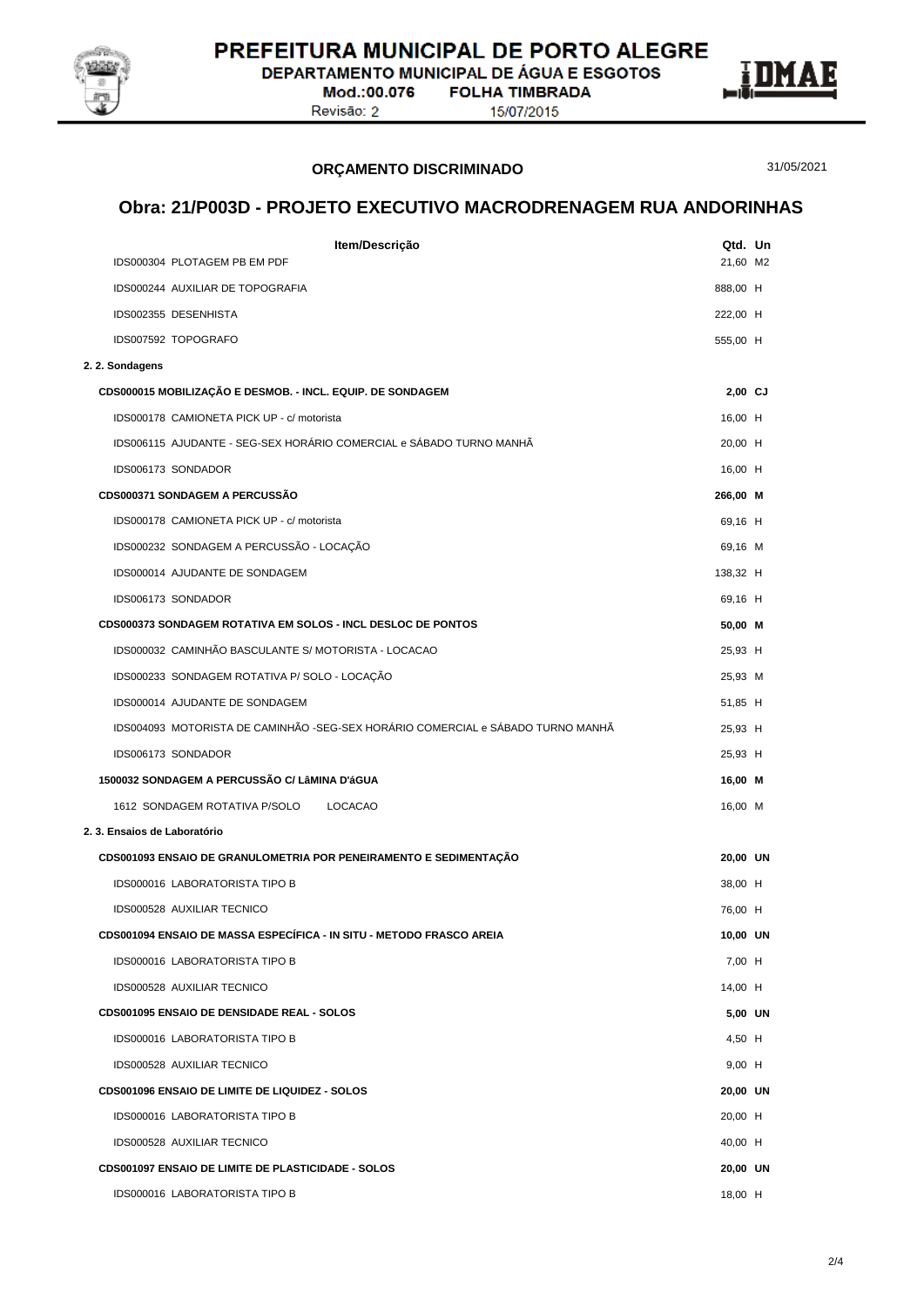PREFEITURA MUNICIPAL DE PORTO ALEGRE
DEPARTAMENTO MUNICIPAL DE ÁGUA E ESGOTOS
Mod.:00.076 FOLHA TIMBRADA
Revisão: 2 15/07/2015

**ORÇAMENTO DISCRIMINADO** 31/05/2021

## Obra: 21/P003D - PROJETO EXECUTIVO MACRODRENAGEM RUA ANDORINHAS

| Item/Descrição | Qtd. | Un |
|---|---|---|
| IDS000304 PLOTAGEM PB EM PDF | 21,60 | M2 |
| IDS000244 AUXILIAR DE TOPOGRAFIA | 888,00 | H |
| IDS002355 DESENHISTA | 222,00 | H |
| IDS007592 TOPOGRAFO | 555,00 | H |
| **2. 2. Sondagens** | | |
| **CDS000015 MOBILIZAÇÃO E DESMOB. - INCL. EQUIP. DE SONDAGEM** | **2,00** | **CJ** |
| IDS000178 CAMIONETA PICK UP - c/ motorista | 16,00 | H |
| IDS006115 AJUDANTE - SEG-SEX HORÁRIO COMERCIAL e SÁBADO TURNO MANHÃ | 20,00 | H |
| IDS006173 SONDADOR | 16,00 | H |
| **CDS000371 SONDAGEM A PERCUSSÃO** | **266,00** | **M** |
| IDS000178 CAMIONETA PICK UP - c/ motorista | 69,16 | H |
| IDS000232 SONDAGEM A PERCUSSÃO - LOCAÇÃO | 69,16 | M |
| IDS000014 AJUDANTE DE SONDAGEM | 138,32 | H |
| IDS006173 SONDADOR | 69,16 | H |
| **CDS000373 SONDAGEM ROTATIVA EM SOLOS - INCL DESLOC DE PONTOS** | **50,00** | **M** |
| IDS000032 CAMINHÃO BASCULANTE S/ MOTORISTA - LOCACAO | 25,93 | H |
| IDS000233 SONDAGEM ROTATIVA P/ SOLO - LOCAÇÃO | 25,93 | M |
| IDS000014 AJUDANTE DE SONDAGEM | 51,85 | H |
| IDS004093 MOTORISTA DE CAMINHÃO -SEG-SEX HORÁRIO COMERCIAL e SÁBADO TURNO MANHÃ | 25,93 | H |
| IDS006173 SONDADOR | 25,93 | H |
| **1500032 SONDAGEM A PERCUSSÃO C/ LâMINA D'áGUA** | **16,00** | **M** |
| 1612 SONDAGEM ROTATIVA P/SOLO LOCACAO | 16,00 | M |
| **2. 3. Ensaios de Laboratório** | | |
| **CDS001093 ENSAIO DE GRANULOMETRIA POR PENEIRAMENTO E SEDIMENTAÇÃO** | **20,00** | **UN** |
| IDS000016 LABORATORISTA TIPO B | 38,00 | H |
| IDS000528 AUXILIAR TECNICO | 76,00 | H |
| **CDS001094 ENSAIO DE MASSA ESPECÍFICA - IN SITU - METODO FRASCO AREIA** | **10,00** | **UN** |
| IDS000016 LABORATORISTA TIPO B | 7,00 | H |
| IDS000528 AUXILIAR TECNICO | 14,00 | H |
| **CDS001095 ENSAIO DE DENSIDADE REAL - SOLOS** | **5,00** | **UN** |
| IDS000016 LABORATORISTA TIPO B | 4,50 | H |
| IDS000528 AUXILIAR TECNICO | 9,00 | H |
| **CDS001096 ENSAIO DE LIMITE DE LIQUIDEZ - SOLOS** | **20,00** | **UN** |
| IDS000016 LABORATORISTA TIPO B | 20,00 | H |
| IDS000528 AUXILIAR TECNICO | 40,00 | H |
| **CDS001097 ENSAIO DE LIMITE DE PLASTICIDADE - SOLOS** | **20,00** | **UN** |
| IDS000016 LABORATORISTA TIPO B | 18,00 | H |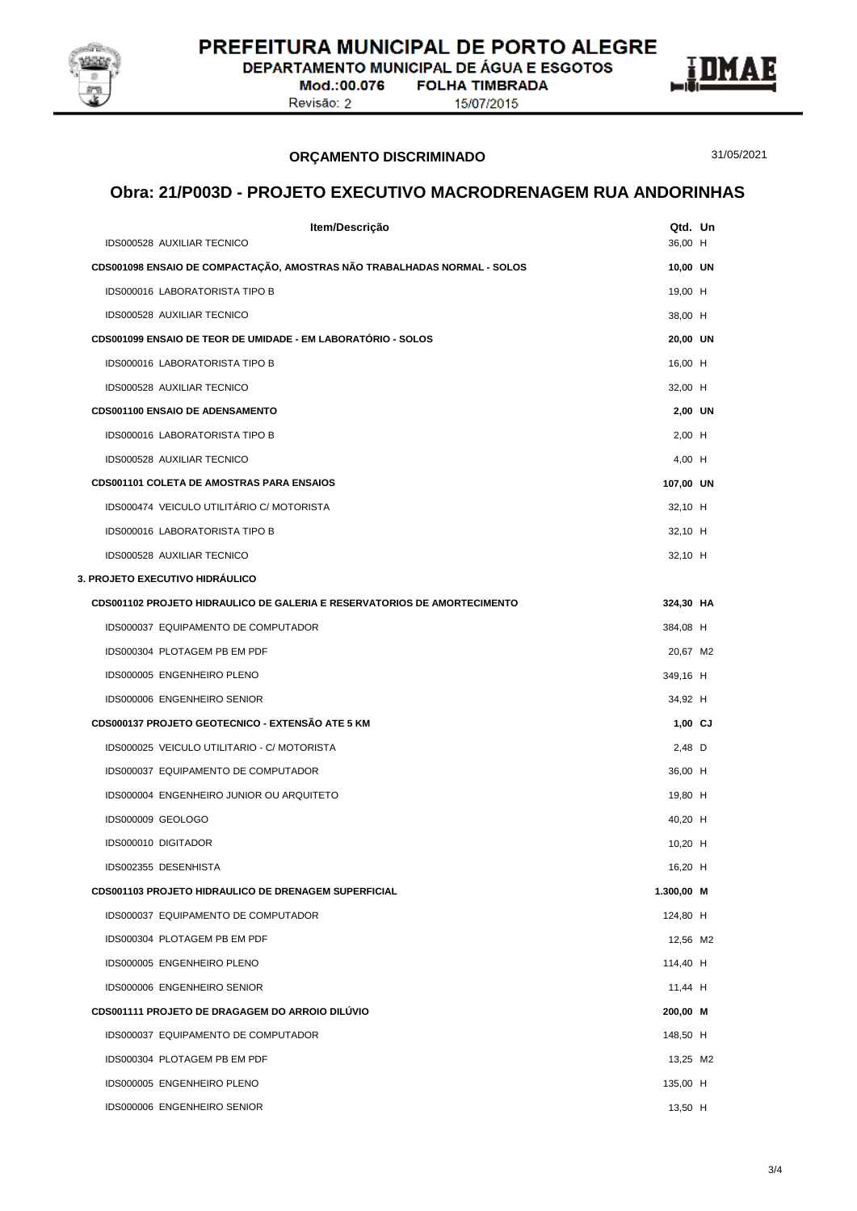## ORÇAMENTO DISCRIMINADO

31/05/2021

# Obra: 21/P003D - PROJETO EXECUTIVO MACRODRENAGEM RUA ANDORINHAS

| Item/Descrição | Qtd. | Un |
|---|---|---|
| IDS000528 AUXILIAR TECNICO | 36,00 | H |
| **CDS001098 ENSAIO DE COMPACTAÇÃO, AMOSTRAS NÃO TRABALHADAS NORMAL - SOLOS** | **10,00** | **UN** |
| IDS000016 LABORATORISTA TIPO B | 19,00 | H |
| IDS000528 AUXILIAR TECNICO | 38,00 | H |
| **CDS001099 ENSAIO DE TEOR DE UMIDADE - EM LABORATÓRIO - SOLOS** | **20,00** | **UN** |
| IDS000016 LABORATORISTA TIPO B | 16,00 | H |
| IDS000528 AUXILIAR TECNICO | 32,00 | H |
| **CDS001100 ENSAIO DE ADENSAMENTO** | **2,00** | **UN** |
| IDS000016 LABORATORISTA TIPO B | 2,00 | H |
| IDS000528 AUXILIAR TECNICO | 4,00 | H |
| **CDS001101 COLETA DE AMOSTRAS PARA ENSAIOS** | **107,00** | **UN** |
| IDS000474 VEICULO UTILITÁRIO C/ MOTORISTA | 32,10 | H |
| IDS000016 LABORATORISTA TIPO B | 32,10 | H |
| IDS000528 AUXILIAR TECNICO | 32,10 | H |
| **3. PROJETO EXECUTIVO HIDRÁULICO** | | |
| **CDS001102 PROJETO HIDRAULICO DE GALERIA E RESERVATORIOS DE AMORTECIMENTO** | **324,30** | **HA** |
| IDS000037 EQUIPAMENTO DE COMPUTADOR | 384,08 | H |
| IDS000304 PLOTAGEM PB EM PDF | 20,67 | M2 |
| IDS000005 ENGENHEIRO PLENO | 349,16 | H |
| IDS000006 ENGENHEIRO SENIOR | 34,92 | H |
| **CDS000137 PROJETO GEOTECNICO - EXTENSÃO ATE 5 KM** | **1,00** | **CJ** |
| IDS000025 VEICULO UTILITARIO - C/ MOTORISTA | 2,48 | D |
| IDS000037 EQUIPAMENTO DE COMPUTADOR | 36,00 | H |
| IDS000004 ENGENHEIRO JUNIOR OU ARQUITETO | 19,80 | H |
| IDS000009 GEOLOGO | 40,20 | H |
| IDS000010 DIGITADOR | 10,20 | H |
| IDS002355 DESENHISTA | 16,20 | H |
| **CDS001103 PROJETO HIDRAULICO DE DRENAGEM SUPERFICIAL** | **1.300,00** | **M** |
| IDS000037 EQUIPAMENTO DE COMPUTADOR | 124,80 | H |
| IDS000304 PLOTAGEM PB EM PDF | 12,56 | M2 |
| IDS000005 ENGENHEIRO PLENO | 114,40 | H |
| IDS000006 ENGENHEIRO SENIOR | 11,44 | H |
| **CDS001111 PROJETO DE DRAGAGEM DO ARROIO DILÚVIO** | **200,00** | **M** |
| IDS000037 EQUIPAMENTO DE COMPUTADOR | 148,50 | H |
| IDS000304 PLOTAGEM PB EM PDF | 13,25 | M2 |
| IDS000005 ENGENHEIRO PLENO | 135,00 | H |
| IDS000006 ENGENHEIRO SENIOR | 13,50 | H |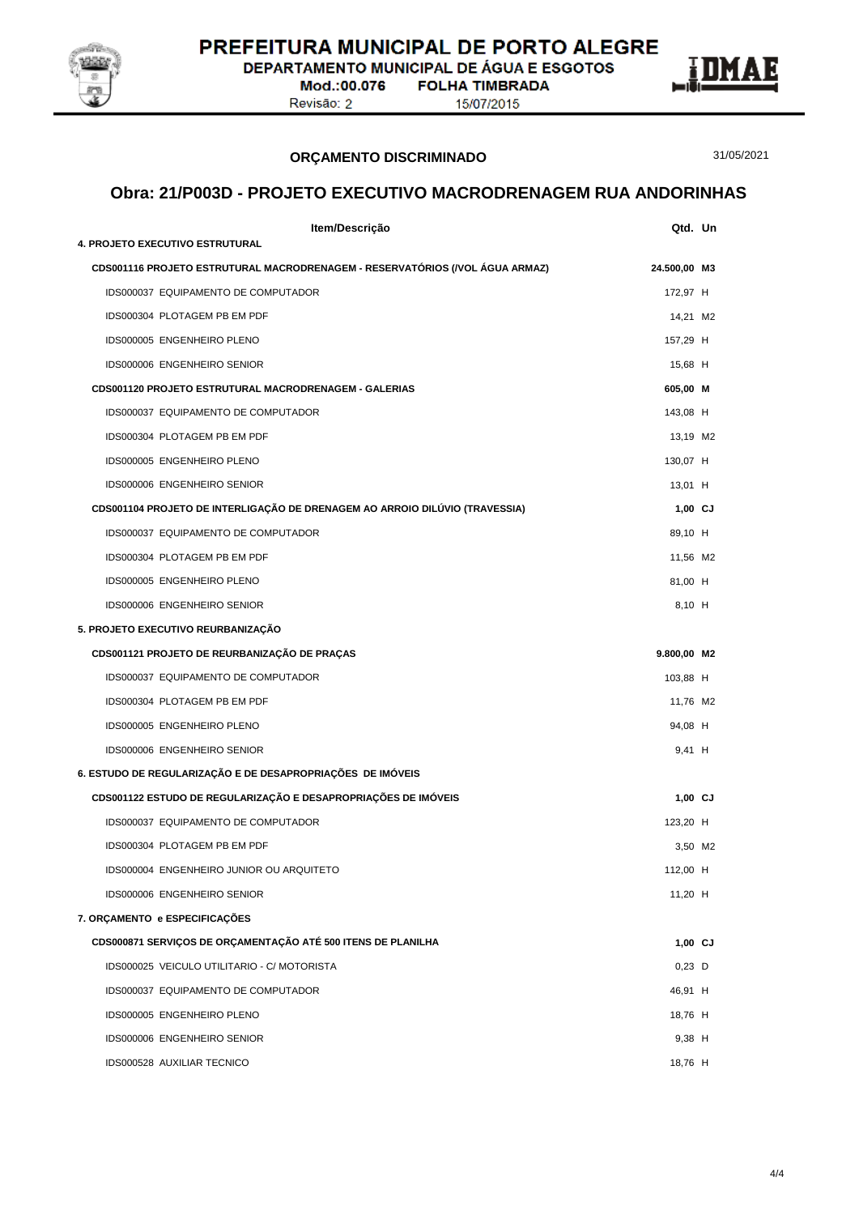# PREFEITURA MUNICIPAL DE PORTO ALEGRE

DEPARTAMENTO MUNICIPAL DE ÁGUA E ESGOTOS

Mod.:00.076 FOLHA TIMBRADA

Revisão: 2 15/07/2015

DMAE

## ORÇAMENTO DISCRIMINADO

31/05/2021

## Obra: 21/P003D - PROJETO EXECUTIVO MACRODRENAGEM RUA ANDORINHAS

| Item/Descrição | Qtd. | Un |
|---|---|---|
| **4. PROJETO EXECUTIVO ESTRUTURAL** | | |
| **CDS001116 PROJETO ESTRUTURAL MACRODRENAGEM - RESERVATÓRIOS (/VOL ÁGUA ARMAZ)** | **24.500,00** | **M3** |
| IDS000037 EQUIPAMENTO DE COMPUTADOR | 172,97 | H |
| IDS000304 PLOTAGEM PB EM PDF | 14,21 | M2 |
| IDS000005 ENGENHEIRO PLENO | 157,29 | H |
| IDS000006 ENGENHEIRO SENIOR | 15,68 | H |
| **CDS001120 PROJETO ESTRUTURAL MACRODRENAGEM - GALERIAS** | **605,00** | **M** |
| IDS000037 EQUIPAMENTO DE COMPUTADOR | 143,08 | H |
| IDS000304 PLOTAGEM PB EM PDF | 13,19 | M2 |
| IDS000005 ENGENHEIRO PLENO | 130,07 | H |
| IDS000006 ENGENHEIRO SENIOR | 13,01 | H |
| **CDS001104 PROJETO DE INTERLIGAÇÃO DE DRENAGEM AO ARROIO DILÚVIO (TRAVESSIA)** | **1,00** | **CJ** |
| IDS000037 EQUIPAMENTO DE COMPUTADOR | 89,10 | H |
| IDS000304 PLOTAGEM PB EM PDF | 11,56 | M2 |
| IDS000005 ENGENHEIRO PLENO | 81,00 | H |
| IDS000006 ENGENHEIRO SENIOR | 8,10 | H |
| **5. PROJETO EXECUTIVO REURBANIZAÇÃO** | | |
| **CDS001121 PROJETO DE REURBANIZAÇÃO DE PRAÇAS** | **9.800,00** | **M2** |
| IDS000037 EQUIPAMENTO DE COMPUTADOR | 103,88 | H |
| IDS000304 PLOTAGEM PB EM PDF | 11,76 | M2 |
| IDS000005 ENGENHEIRO PLENO | 94,08 | H |
| IDS000006 ENGENHEIRO SENIOR | 9,41 | H |
| **6. ESTUDO DE REGULARIZAÇÃO E DE DESAPROPRIAÇÕES DE IMÓVEIS** | | |
| **CDS001122 ESTUDO DE REGULARIZAÇÃO E DESAPROPRIAÇÕES DE IMÓVEIS** | **1,00** | **CJ** |
| IDS000037 EQUIPAMENTO DE COMPUTADOR | 123,20 | H |
| IDS000304 PLOTAGEM PB EM PDF | 3,50 | M2 |
| IDS000004 ENGENHEIRO JUNIOR OU ARQUITETO | 112,00 | H |
| IDS000006 ENGENHEIRO SENIOR | 11,20 | H |
| **7. ORÇAMENTO e ESPECIFICAÇÕES** | | |
| **CDS000871 SERVIÇOS DE ORÇAMENTAÇÃO ATÉ 500 ITENS DE PLANILHA** | **1,00** | **CJ** |
| IDS000025 VEICULO UTILITARIO - C/ MOTORISTA | 0,23 | D |
| IDS000037 EQUIPAMENTO DE COMPUTADOR | 46,91 | H |
| IDS000005 ENGENHEIRO PLENO | 18,76 | H |
| IDS000006 ENGENHEIRO SENIOR | 9,38 | H |
| IDS000528 AUXILIAR TECNICO | 18,76 | H |